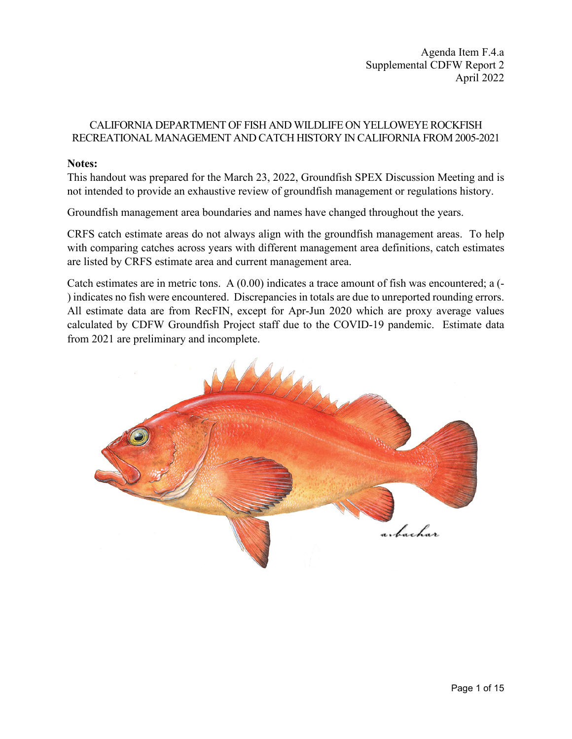Agenda Item F.4.a
Supplemental CDFW Report 2
April 2022

# CALIFORNIA DEPARTMENT OF FISH AND WILDLIFE ON YELLOWEYE ROCKFISH RECREATIONAL MANAGEMENT AND CATCH HISTORY IN CALIFORNIA FROM 2005-2021

**Notes:**

This handout was prepared for the March 23, 2022, Groundfish SPEX Discussion Meeting and is not intended to provide an exhaustive review of groundfish management or regulations history.

Groundfish management area boundaries and names have changed throughout the years.

CRFS catch estimate areas do not always align with the groundfish management areas. To help with comparing catches across years with different management area definitions, catch estimates are listed by CRFS estimate area and current management area.

Catch estimates are in metric tons. A (0.00) indicates a trace amount of fish was encountered; a (-) indicates no fish were encountered. Discrepancies in totals are due to unreported rounding errors. All estimate data are from RecFIN, except for Apr-Jun 2020 which are proxy average values calculated by CDFW Groundfish Project staff due to the COVID-19 pandemic. Estimate data from 2021 are preliminary and incomplete.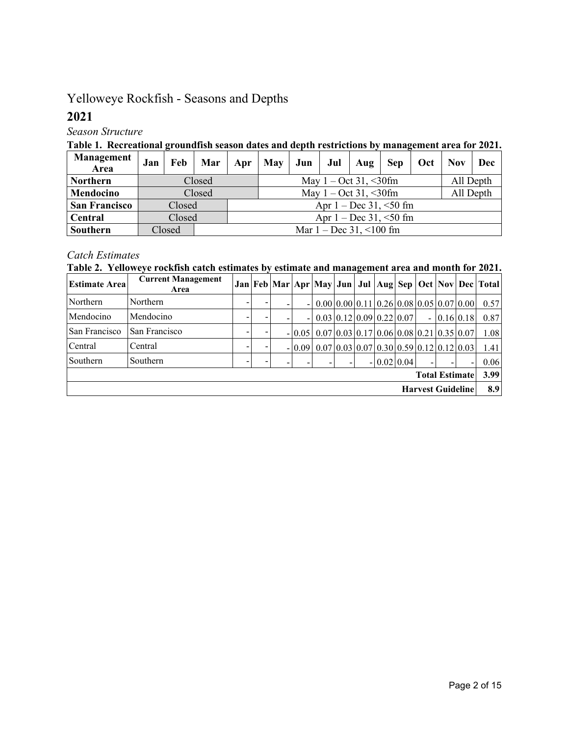# Yelloweye Rockfish - Seasons and Depths

## 2021

*Season Structure*

**Table 1. Recreational groundfish season dates and depth restrictions by management area for 2021.**

| Management Area | Jan | Feb | Mar | Apr | May | Jun | Jul | Aug | Sep | Oct | Nov | Dec |
|---|---|---|---|---|---|---|---|---|---|---|---|---|
| **Northern** | Closed | | | | May 1 – Oct 31, <30fm | | | | | | All Depth | |
| **Mendocino** | Closed | | | | May 1 – Oct 31, <30fm | | | | | | All Depth | |
| **San Francisco** | Closed | | | Apr 1 – Dec 31, <50 fm | | | | | | | | |
| **Central** | Closed | | | Apr 1 – Dec 31, <50 fm | | | | | | | | |
| **Southern** | Closed | | Mar 1 – Dec 31, <100 fm | | | | | | | | | |

*Catch Estimates*

**Table 2. Yelloweye rockfish catch estimates by estimate and management area and month for 2021.**

| Estimate Area | Current Management Area | Jan | Feb | Mar | Apr | May | Jun | Jul | Aug | Sep | Oct | Nov | Dec | Total |
|---|---|---|---|---|---|---|---|---|---|---|---|---|---|---|
| Northern | Northern | - | - | - | - | 0.00 | 0.00 | 0.11 | 0.26 | 0.08 | 0.05 | 0.07 | 0.00 | 0.57 |
| Mendocino | Mendocino | - | - | - | - | 0.03 | 0.12 | 0.09 | 0.22 | 0.07 | - | 0.16 | 0.18 | 0.87 |
| San Francisco | San Francisco | - | - | - | 0.05 | 0.07 | 0.03 | 0.17 | 0.06 | 0.08 | 0.21 | 0.35 | 0.07 | 1.08 |
| Central | Central | - | - | - | 0.09 | 0.07 | 0.03 | 0.07 | 0.30 | 0.59 | 0.12 | 0.12 | 0.03 | 1.41 |
| Southern | Southern | - | - | - | - | - | - | - | 0.02 | 0.04 | - | - | - | 0.06 |
| **Total Estimate** | | | | | | | | | | | | | | **3.99** |
| **Harvest Guideline** | | | | | | | | | | | | | | **8.9** |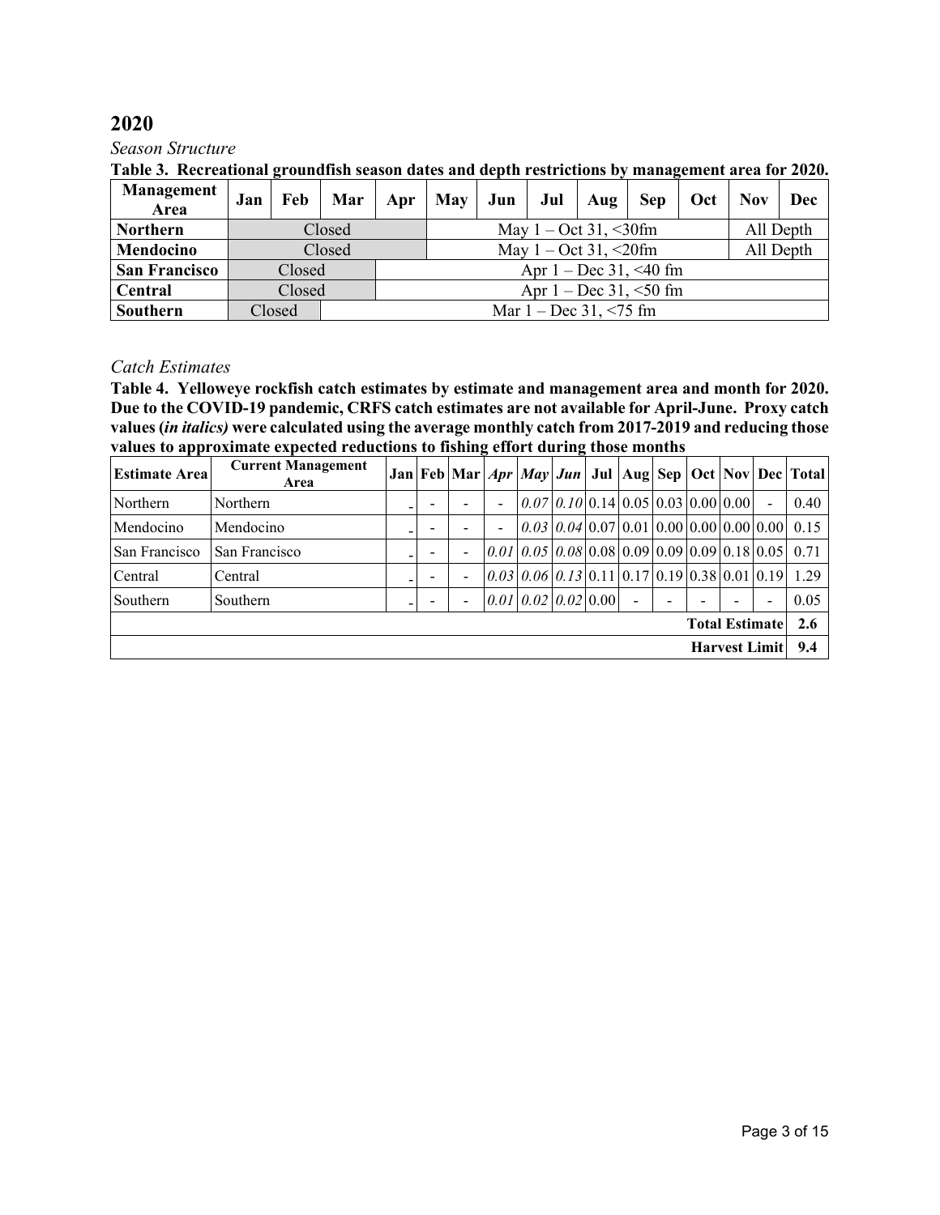## 2020

*Season Structure*

**Table 3. Recreational groundfish season dates and depth restrictions by management area for 2020.**

| Management Area | Jan | Feb | Mar | Apr | May | Jun | Jul | Aug | Sep | Oct | Nov | Dec |
|---|---|---|---|---|---|---|---|---|---|---|---|---|
| **Northern** | Closed | | | | May 1 – Oct 31, <30fm | | | | | | All Depth | |
| **Mendocino** | Closed | | | | May 1 – Oct 31, <20fm | | | | | | All Depth | |
| **San Francisco** | Closed | | | Apr 1 – Dec 31, <40 fm | | | | | | | | |
| **Central** | Closed | | | Apr 1 – Dec 31, <50 fm | | | | | | | | |
| **Southern** | Closed | | Mar 1 – Dec 31, <75 fm | | | | | | | | | |

*Catch Estimates*

**Table 4. Yelloweye rockfish catch estimates by estimate and management area and month for 2020. Due to the COVID-19 pandemic, CRFS catch estimates are not available for April-June. Proxy catch values (*in italics*) were calculated using the average monthly catch from 2017-2019 and reducing those values to approximate expected reductions to fishing effort during those months**

| Estimate Area | Current Management Area | Jan | Feb | Mar | *Apr* | *May* | *Jun* | Jul | Aug | Sep | Oct | Nov | Dec | Total |
|---|---|---|---|---|---|---|---|---|---|---|---|---|---|---|
| Northern | Northern | - | - | - | - | *0.07* | *0.10* | 0.14 | 0.05 | 0.03 | 0.00 | 0.00 | - | 0.40 |
| Mendocino | Mendocino | - | - | - | - | *0.03* | *0.04* | 0.07 | 0.01 | 0.00 | 0.00 | 0.00 | 0.00 | 0.15 |
| San Francisco | San Francisco | - | - | - | *0.01* | *0.05* | *0.08* | 0.08 | 0.09 | 0.09 | 0.09 | 0.18 | 0.05 | 0.71 |
| Central | Central | - | - | - | *0.03* | *0.06* | *0.13* | 0.11 | 0.17 | 0.19 | 0.38 | 0.01 | 0.19 | 1.29 |
| Southern | Southern | - | - | - | *0.01* | *0.02* | *0.02* | 0.00 | - | - | - | - | - | 0.05 |
| | | | | | | | | | | | | | **Total Estimate** | **2.6** |
| | | | | | | | | | | | | | **Harvest Limit** | **9.4** |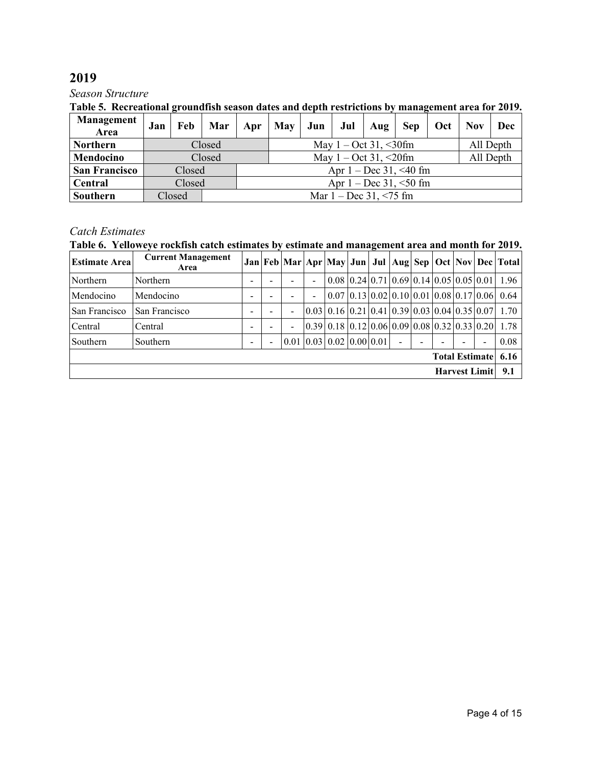## 2019

*Season Structure*

**Table 5. Recreational groundfish season dates and depth restrictions by management area for 2019.**

| Management Area | Jan | Feb | Mar | Apr | May | Jun | Jul | Aug | Sep | Oct | Nov | Dec |
|---|---|---|---|---|---|---|---|---|---|---|---|---|
| **Northern** | Closed | | | | May 1 – Oct 31, <30fm | | | | | | All Depth | |
| **Mendocino** | Closed | | | | May 1 – Oct 31, <20fm | | | | | | All Depth | |
| **San Francisco** | Closed | | | Apr 1 – Dec 31, <40 fm | | | | | | | | |
| **Central** | Closed | | | Apr 1 – Dec 31, <50 fm | | | | | | | | |
| **Southern** | Closed | | Mar 1 – Dec 31, <75 fm | | | | | | | | | |

*Catch Estimates*

**Table 6. Yelloweye rockfish catch estimates by estimate and management area and month for 2019.**

| Estimate Area | Current Management Area | Jan | Feb | Mar | Apr | May | Jun | Jul | Aug | Sep | Oct | Nov | Dec | Total |
|---|---|---|---|---|---|---|---|---|---|---|---|---|---|---|
| Northern | Northern | - | - | - | - | 0.08 | 0.24 | 0.71 | 0.69 | 0.14 | 0.05 | 0.05 | 0.01 | 1.96 |
| Mendocino | Mendocino | - | - | - | - | 0.07 | 0.13 | 0.02 | 0.10 | 0.01 | 0.08 | 0.17 | 0.06 | 0.64 |
| San Francisco | San Francisco | - | - | - | 0.03 | 0.16 | 0.21 | 0.41 | 0.39 | 0.03 | 0.04 | 0.35 | 0.07 | 1.70 |
| Central | Central | - | - | - | 0.39 | 0.18 | 0.12 | 0.06 | 0.09 | 0.08 | 0.32 | 0.33 | 0.20 | 1.78 |
| Southern | Southern | - | - | 0.01 | 0.03 | 0.02 | 0.00 | 0.01 | - | - | - | - | - | 0.08 |
| | | | | | | | | | | | | | **Total Estimate** | **6.16** |
| | | | | | | | | | | | | | **Harvest Limit** | **9.1** |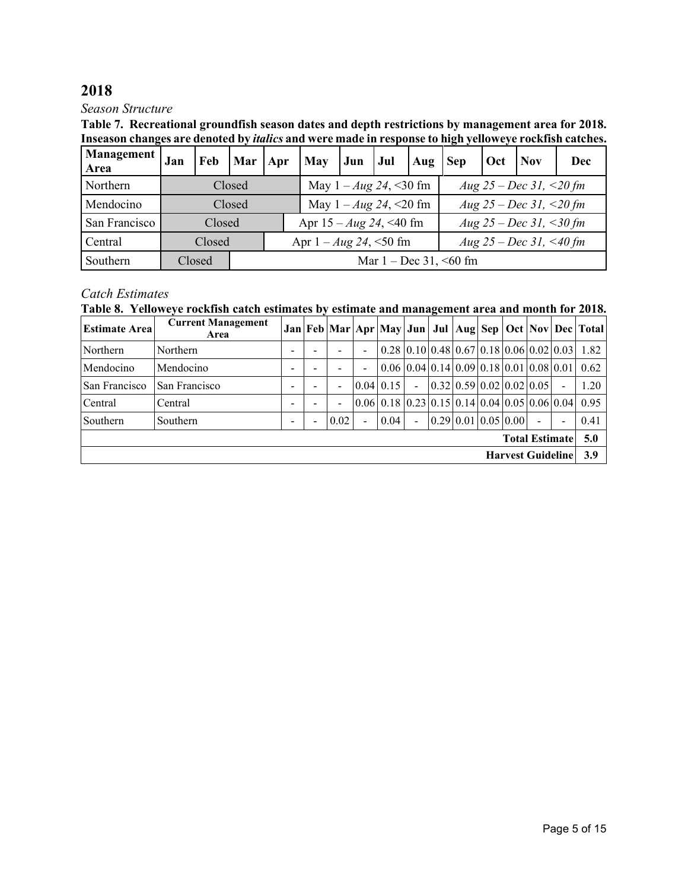## 2018

*Season Structure*

**Table 7. Recreational groundfish season dates and depth restrictions by management area for 2018. Inseason changes are denoted by *italics* and were made in response to high yelloweye rockfish catches.**

| Management Area | Jan | Feb | Mar | Apr | May | Jun | Jul | Aug | Sep | Oct | Nov | Dec |
|---|---|---|---|---|---|---|---|---|---|---|---|---|
| Northern | Closed | | | | May 1 – *Aug 24*, <30 fm | | | | *Aug 25 – Dec 31, <20 fm* | | | |
| Mendocino | Closed | | | | May 1 – *Aug 24*, <20 fm | | | | *Aug 25 – Dec 31, <20 fm* | | | |
| San Francisco | Closed | | | Apr 15 – *Aug 24*, <40 fm | | | | | *Aug 25 – Dec 31, <30 fm* | | | |
| Central | Closed | | | Apr 1 – *Aug 24*, <50 fm | | | | | *Aug 25 – Dec 31, <40 fm* | | | |
| Southern | Closed | | Mar 1 – Dec 31, <60 fm | | | | | | | | | |

*Catch Estimates*

**Table 8. Yelloweye rockfish catch estimates by estimate and management area and month for 2018.**

| Estimate Area | Current Management Area | Jan | Feb | Mar | Apr | May | Jun | Jul | Aug | Sep | Oct | Nov | Dec | Total |
|---|---|---|---|---|---|---|---|---|---|---|---|---|---|---|
| Northern | Northern | - | - | - | - | 0.28 | 0.10 | 0.48 | 0.67 | 0.18 | 0.06 | 0.02 | 0.03 | 1.82 |
| Mendocino | Mendocino | - | - | - | - | 0.06 | 0.04 | 0.14 | 0.09 | 0.18 | 0.01 | 0.08 | 0.01 | 0.62 |
| San Francisco | San Francisco | - | - | - | 0.04 | 0.15 | - | 0.32 | 0.59 | 0.02 | 0.02 | 0.05 | - | 1.20 |
| Central | Central | - | - | - | 0.06 | 0.18 | 0.23 | 0.15 | 0.14 | 0.04 | 0.05 | 0.06 | 0.04 | 0.95 |
| Southern | Southern | - | - | 0.02 | - | 0.04 | - | 0.29 | 0.01 | 0.05 | 0.00 | - | - | 0.41 |
| | | | | | | | | | | | | | **Total Estimate** | **5.0** |
| | | | | | | | | | | | | | **Harvest Guideline** | **3.9** |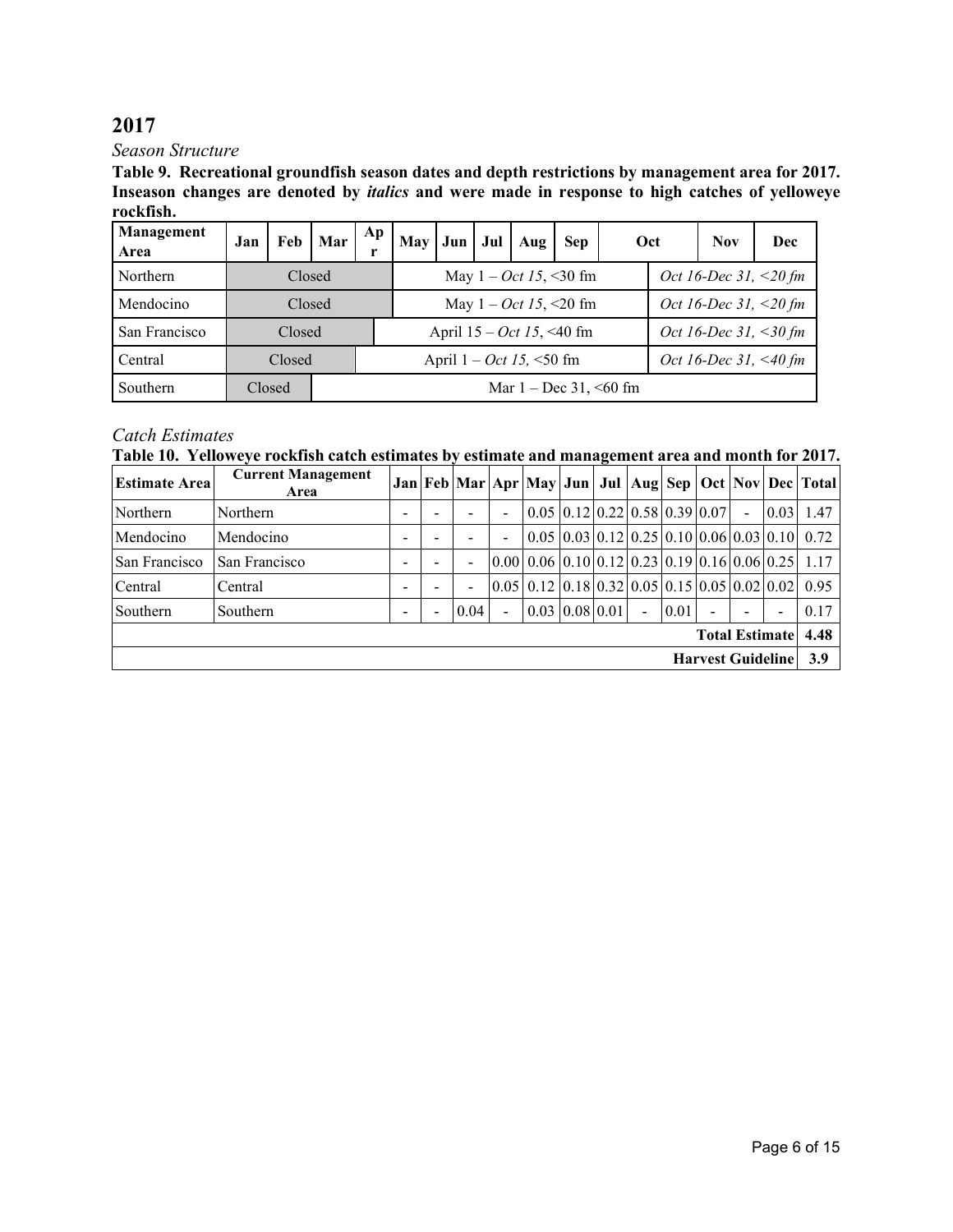# 2017

*Season Structure*

**Table 9. Recreational groundfish season dates and depth restrictions by management area for 2017. Inseason changes are denoted by *italics* and were made in response to high catches of yelloweye rockfish.**

| Management Area | Jan | Feb | Mar | Apr | May | Jun | Jul | Aug | Sep | Oct | Nov | Dec |
|---|---|---|---|---|---|---|---|---|---|---|---|---|
| Northern | Closed | | | | May 1 – *Oct 15*, <30 fm | | | | | *Oct 16-Dec 31, <20 fm* | | |
| Mendocino | Closed | | | | May 1 – *Oct 15*, <20 fm | | | | | *Oct 16-Dec 31, <20 fm* | | |
| San Francisco | Closed | | | April 15 – *Oct 15*, <40 fm | | | | | | *Oct 16-Dec 31, <30 fm* | | |
| Central | Closed | | | April 1 – *Oct 15*, <50 fm | | | | | | *Oct 16-Dec 31, <40 fm* | | |
| Southern | Closed | | Mar 1 – Dec 31, <60 fm | | | | | | | | | |

*Catch Estimates*

**Table 10. Yelloweye rockfish catch estimates by estimate and management area and month for 2017.**

| Estimate Area | Current Management Area | Jan | Feb | Mar | Apr | May | Jun | Jul | Aug | Sep | Oct | Nov | Dec | Total |
|---|---|---|---|---|---|---|---|---|---|---|---|---|---|---|
| Northern | Northern | - | - | - | - | 0.05 | 0.12 | 0.22 | 0.58 | 0.39 | 0.07 | - | 0.03 | 1.47 |
| Mendocino | Mendocino | - | - | - | - | 0.05 | 0.03 | 0.12 | 0.25 | 0.10 | 0.06 | 0.03 | 0.10 | 0.72 |
| San Francisco | San Francisco | - | - | - | 0.00 | 0.06 | 0.10 | 0.12 | 0.23 | 0.19 | 0.16 | 0.06 | 0.25 | 1.17 |
| Central | Central | - | - | - | 0.05 | 0.12 | 0.18 | 0.32 | 0.05 | 0.15 | 0.05 | 0.02 | 0.02 | 0.95 |
| Southern | Southern | - | - | 0.04 | - | 0.03 | 0.08 | 0.01 | - | 0.01 | - | - | - | 0.17 |
| | | | | | | | | | | | | | **Total Estimate** | **4.48** |
| | | | | | | | | | | | | | **Harvest Guideline** | **3.9** |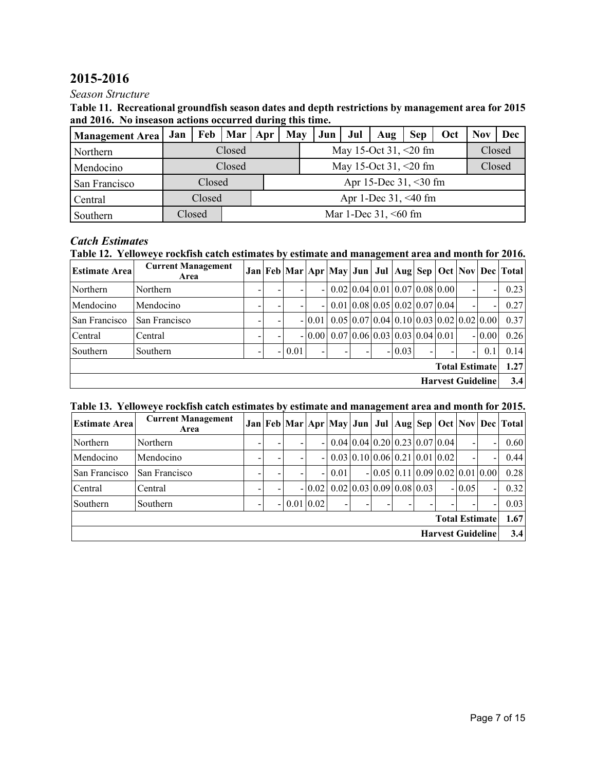# 2015-2016

*Season Structure*

**Table 11. Recreational groundfish season dates and depth restrictions by management area for 2015 and 2016. No inseason actions occurred during this time.**

| Management Area | Jan | Feb | Mar | Apr | May | Jun | Jul | Aug | Sep | Oct | Nov | Dec |
|---|---|---|---|---|---|---|---|---|---|---|---|---|
| Northern | Closed | | | | May 15-Oct 31, <20 fm | | | | | | Closed | |
| Mendocino | Closed | | | | May 15-Oct 31, <20 fm | | | | | | Closed | |
| San Francisco | Closed | | | Apr 15-Dec 31, <30 fm | | | | | | | | |
| Central | Closed | | | Apr 1-Dec 31, <40 fm | | | | | | | | |
| Southern | Closed | | Mar 1-Dec 31, <60 fm | | | | | | | | | |

## *Catch Estimates*

**Table 12. Yelloweye rockfish catch estimates by estimate and management area and month for 2016.**

| Estimate Area | Current Management Area | Jan | Feb | Mar | Apr | May | Jun | Jul | Aug | Sep | Oct | Nov | Dec | Total |
|---|---|---|---|---|---|---|---|---|---|---|---|---|---|---|
| Northern | Northern | - | - | - | - | 0.02 | 0.04 | 0.01 | 0.07 | 0.08 | 0.00 | - | - | 0.23 |
| Mendocino | Mendocino | - | - | - | - | 0.01 | 0.08 | 0.05 | 0.02 | 0.07 | 0.04 | - | - | 0.27 |
| San Francisco | San Francisco | - | - | - | 0.01 | 0.05 | 0.07 | 0.04 | 0.10 | 0.03 | 0.02 | 0.02 | 0.00 | 0.37 |
| Central | Central | - | - | - | 0.00 | 0.07 | 0.06 | 0.03 | 0.03 | 0.04 | 0.01 | - | 0.00 | 0.26 |
| Southern | Southern | - | - | 0.01 | - | - | - | - | 0.03 | - | - | - | 0.1 | 0.14 |
| | | | | | | | | | | | | | **Total Estimate** | **1.27** |
| | | | | | | | | | | | | | **Harvest Guideline** | **3.4** |

**Table 13. Yelloweye rockfish catch estimates by estimate and management area and month for 2015.**

| Estimate Area | Current Management Area | Jan | Feb | Mar | Apr | May | Jun | Jul | Aug | Sep | Oct | Nov | Dec | Total |
|---|---|---|---|---|---|---|---|---|---|---|---|---|---|---|
| Northern | Northern | - | - | - | - | 0.04 | 0.04 | 0.20 | 0.23 | 0.07 | 0.04 | - | - | 0.60 |
| Mendocino | Mendocino | - | - | - | - | 0.03 | 0.10 | 0.06 | 0.21 | 0.01 | 0.02 | - | - | 0.44 |
| San Francisco | San Francisco | - | - | - | - | 0.01 | - | 0.05 | 0.11 | 0.09 | 0.02 | 0.01 | 0.00 | 0.28 |
| Central | Central | - | - | - | 0.02 | 0.02 | 0.03 | 0.09 | 0.08 | 0.03 | - | 0.05 | - | 0.32 |
| Southern | Southern | - | - | 0.01 | 0.02 | - | - | - | - | - | - | - | - | 0.03 |
| | | | | | | | | | | | | | **Total Estimate** | **1.67** |
| | | | | | | | | | | | | | **Harvest Guideline** | **3.4** |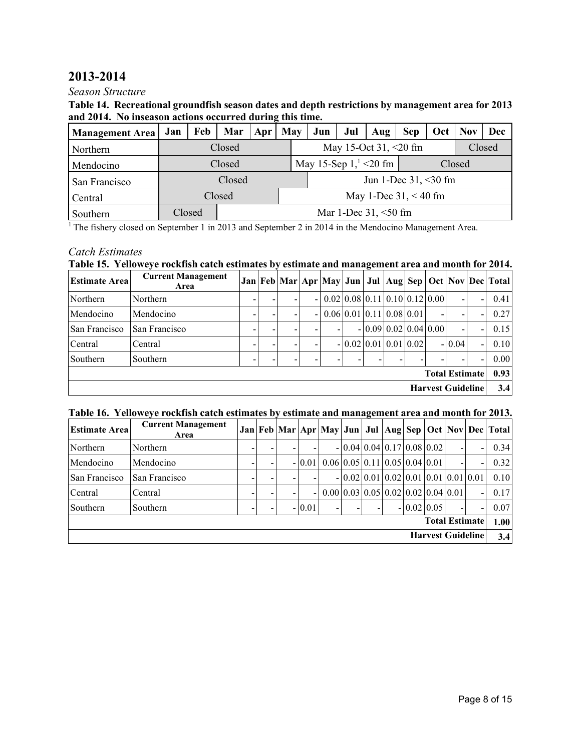## 2013-2014

*Season Structure*

**Table 14. Recreational groundfish season dates and depth restrictions by management area for 2013 and 2014. No inseason actions occurred during this time.**

| Management Area | Jan | Feb | Mar | Apr | May | Jun | Jul | Aug | Sep | Oct | Nov | Dec |
|---|---|---|---|---|---|---|---|---|---|---|---|---|
| Northern | Closed | | | | May 15-Oct 31, <20 fm | | | | | | Closed | |
| Mendocino | Closed | | | | May 15-Sep 1,[1] <20 fm | | | | Closed | | | |
| San Francisco | Closed | | | | | Jun 1-Dec 31, <30 fm | | | | | | |
| Central | Closed | | | | May 1-Dec 31, < 40 fm | | | | | | | |
| Southern | Closed | | Mar 1-Dec 31, <50 fm | | | | | | | | | |

[1] The fishery closed on September 1 in 2013 and September 2 in 2014 in the Mendocino Management Area.

*Catch Estimates*

**Table 15. Yelloweye rockfish catch estimates by estimate and management area and month for 2014.**

| Estimate Area | Current Management Area | Jan | Feb | Mar | Apr | May | Jun | Jul | Aug | Sep | Oct | Nov | Dec | Total |
|---|---|---|---|---|---|---|---|---|---|---|---|---|---|---|
| Northern | Northern | - | - | - | - | 0.02 | 0.08 | 0.11 | 0.10 | 0.12 | 0.00 | - | - | 0.41 |
| Mendocino | Mendocino | - | - | - | - | 0.06 | 0.01 | 0.11 | 0.08 | 0.01 | - | - | - | 0.27 |
| San Francisco | San Francisco | - | - | - | - | - | - | 0.09 | 0.02 | 0.04 | 0.00 | - | - | 0.15 |
| Central | Central | - | - | - | - | - | 0.02 | 0.01 | 0.01 | 0.02 | - | 0.04 | - | 0.10 |
| Southern | Southern | - | - | - | - | - | - | - | - | - | - | - | - | 0.00 |
| | | | | | | | | | | | | | **Total Estimate** | **0.93** |
| | | | | | | | | | | | | | **Harvest Guideline** | **3.4** |

**Table 16. Yelloweye rockfish catch estimates by estimate and management area and month for 2013.**

| Estimate Area | Current Management Area | Jan | Feb | Mar | Apr | May | Jun | Jul | Aug | Sep | Oct | Nov | Dec | Total |
|---|---|---|---|---|---|---|---|---|---|---|---|---|---|---|
| Northern | Northern | - | - | - | - | - | 0.04 | 0.04 | 0.17 | 0.08 | 0.02 | - | - | 0.34 |
| Mendocino | Mendocino | - | - | - | 0.01 | 0.06 | 0.05 | 0.11 | 0.05 | 0.04 | 0.01 | - | - | 0.32 |
| San Francisco | San Francisco | - | - | - | - | - | 0.02 | 0.01 | 0.02 | 0.01 | 0.01 | 0.01 | 0.01 | 0.10 |
| Central | Central | - | - | - | - | 0.00 | 0.03 | 0.05 | 0.02 | 0.02 | 0.04 | 0.01 | - | 0.17 |
| Southern | Southern | - | - | - | 0.01 | - | - | - | - | 0.02 | 0.05 | - | - | 0.07 |
| | | | | | | | | | | | | | **Total Estimate** | **1.00** |
| | | | | | | | | | | | | | **Harvest Guideline** | **3.4** |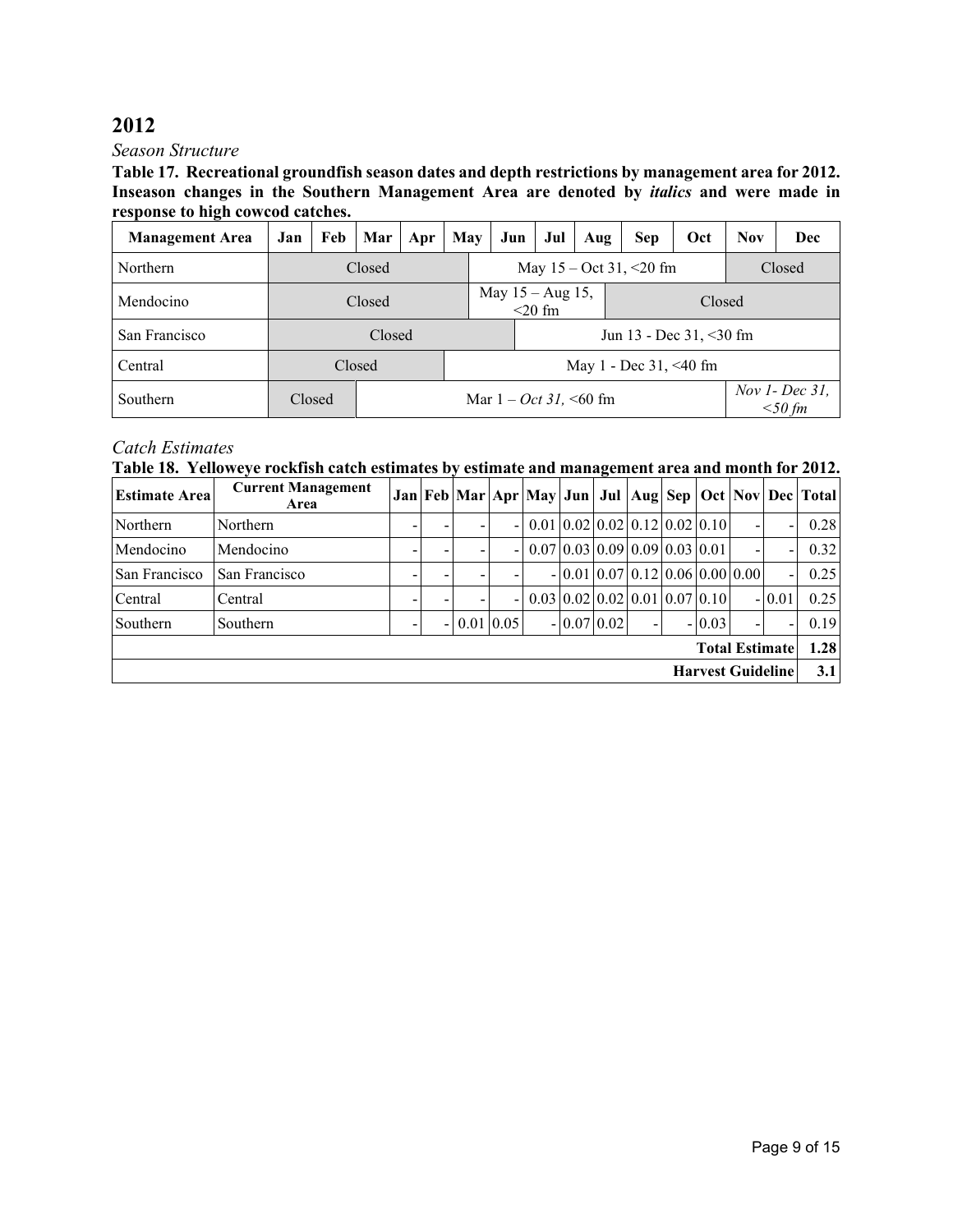# 2012

## *Season Structure*

**Table 17. Recreational groundfish season dates and depth restrictions by management area for 2012. Inseason changes in the Southern Management Area are denoted by *italics* and were made in response to high cowcod catches.**

| Management Area | Jan | Feb | Mar | Apr | May | Jun | Jul | Aug | Sep | Oct | Nov | Dec |
|---|---|---|---|---|---|---|---|---|---|---|---|---|
| Northern | Closed | | | | May 15 – Oct 31, <20 fm | | | | | | Closed | |
| Mendocino | Closed | | | | May 15 – Aug 15, <20 fm | | | | Closed | | | |
| San Francisco | Closed | | | | | Jun 13 - Dec 31, <30 fm | | | | | | |
| Central | Closed | | | | May 1 - Dec 31, <40 fm | | | | | | | |
| Southern | Closed | | Mar 1 – *Oct 31,* <60 fm | | | | | | | | *Nov 1- Dec 31, <50 fm* | |

## *Catch Estimates*

**Table 18. Yelloweye rockfish catch estimates by estimate and management area and month for 2012.**

| Estimate Area | Current Management Area | Jan | Feb | Mar | Apr | May | Jun | Jul | Aug | Sep | Oct | Nov | Dec | Total |
|---|---|---|---|---|---|---|---|---|---|---|---|---|---|---|
| Northern | Northern | - | - | - | - | 0.01 | 0.02 | 0.02 | 0.12 | 0.02 | 0.10 | - | - | 0.28 |
| Mendocino | Mendocino | - | - | - | - | 0.07 | 0.03 | 0.09 | 0.09 | 0.03 | 0.01 | - | - | 0.32 |
| San Francisco | San Francisco | - | - | - | - | - | 0.01 | 0.07 | 0.12 | 0.06 | 0.00 | 0.00 | - | 0.25 |
| Central | Central | - | - | - | - | 0.03 | 0.02 | 0.02 | 0.01 | 0.07 | 0.10 | - | 0.01 | 0.25 |
| Southern | Southern | - | - | 0.01 | 0.05 | - | 0.07 | 0.02 | - | - | 0.03 | - | - | 0.19 |
| | | | | | | | | | | | | | **Total Estimate** | **1.28** |
| | | | | | | | | | | | | | **Harvest Guideline** | **3.1** |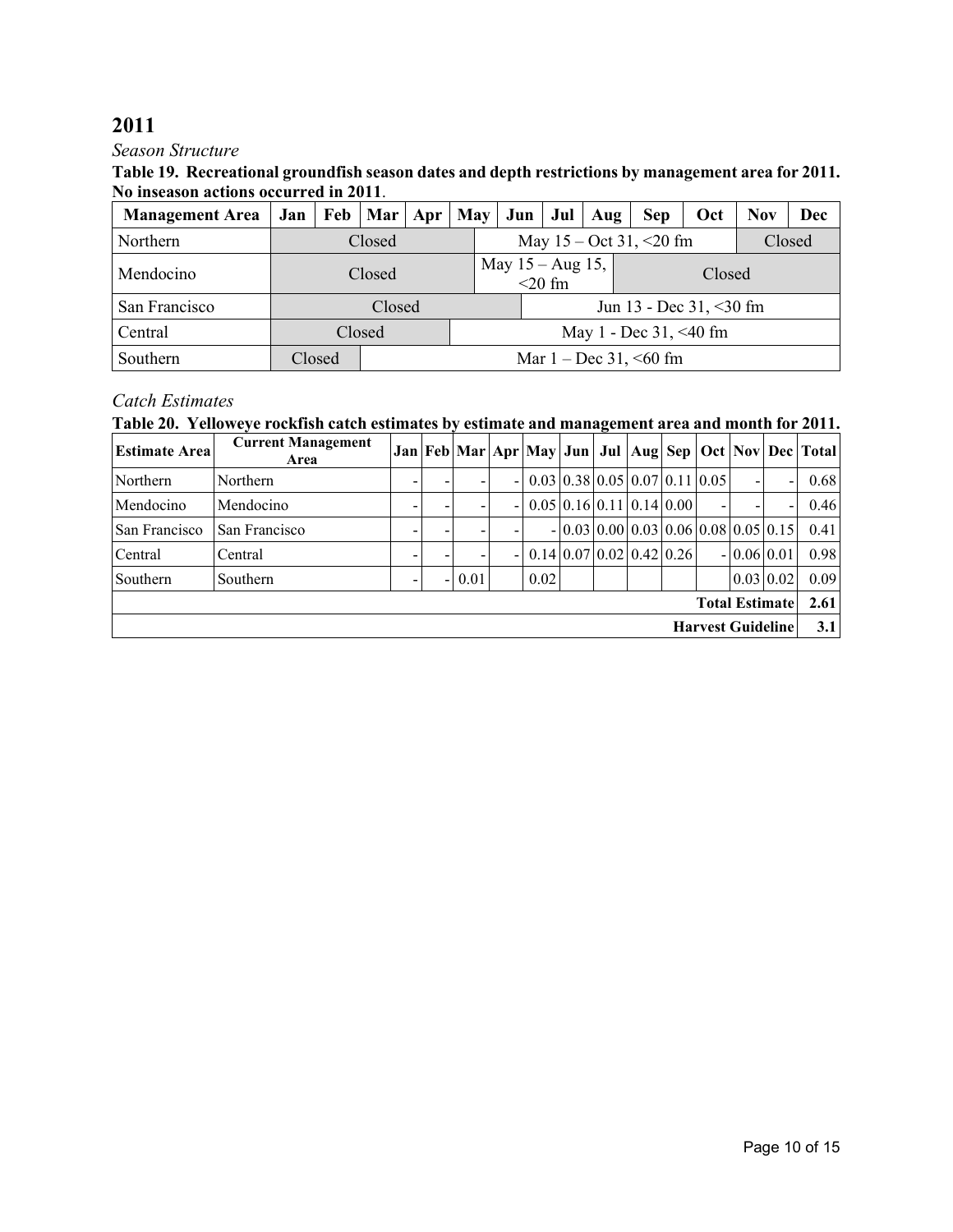## 2011

*Season Structure*

**Table 19. Recreational groundfish season dates and depth restrictions by management area for 2011. No inseason actions occurred in 2011**.

| Management Area | Jan | Feb | Mar | Apr | May | Jun | Jul | Aug | Sep | Oct | Nov | Dec |
|---|---|---|---|---|---|---|---|---|---|---|---|---|
| Northern | Closed | | | | May 15 – Oct 31, <20 fm | | | | | | Closed | |
| Mendocino | Closed | | | | May 15 – Aug 15, <20 fm | | | | Closed | | | |
| San Francisco | Closed | | | | | Jun 13 - Dec 31, <30 fm | | | | | | |
| Central | Closed | | | | May 1 - Dec 31, <40 fm | | | | | | | |
| Southern | Closed | | Mar 1 – Dec 31, <60 fm | | | | | | | | | |

*Catch Estimates*

**Table 20. Yelloweye rockfish catch estimates by estimate and management area and month for 2011.**

| Estimate Area | Current Management Area | Jan | Feb | Mar | Apr | May | Jun | Jul | Aug | Sep | Oct | Nov | Dec | Total |
|---|---|---|---|---|---|---|---|---|---|---|---|---|---|---|
| Northern | Northern | - | - | - | - | 0.03 | 0.38 | 0.05 | 0.07 | 0.11 | 0.05 | - | - | 0.68 |
| Mendocino | Mendocino | - | - | - | - | 0.05 | 0.16 | 0.11 | 0.14 | 0.00 | - | - | - | 0.46 |
| San Francisco | San Francisco | - | - | - | - | - | 0.03 | 0.00 | 0.03 | 0.06 | 0.08 | 0.05 | 0.15 | 0.41 |
| Central | Central | - | - | - | - | 0.14 | 0.07 | 0.02 | 0.42 | 0.26 | - | 0.06 | 0.01 | 0.98 |
| Southern | Southern | - | - | 0.01 | | 0.02 | | | | | | 0.03 | 0.02 | 0.09 |
| | | | | | | | | | | | | | **Total Estimate** | **2.61** |
| | | | | | | | | | | | | | **Harvest Guideline** | **3.1** |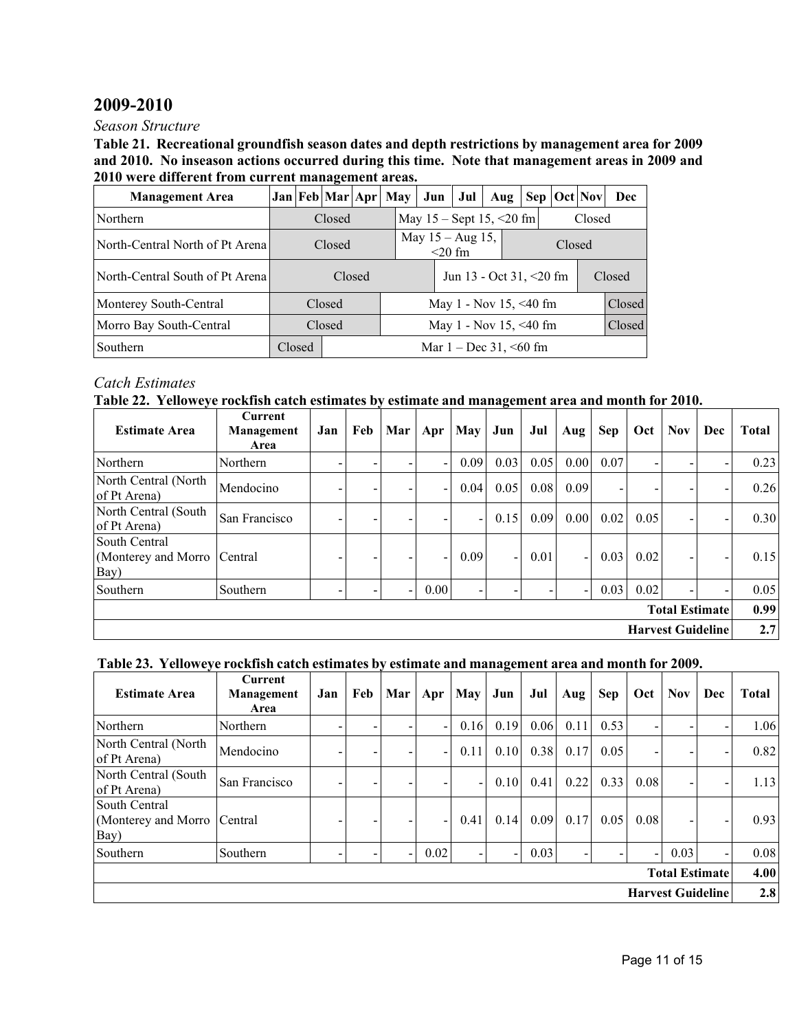## 2009-2010

*Season Structure*

**Table 21. Recreational groundfish season dates and depth restrictions by management area for 2009 and 2010. No inseason actions occurred during this time. Note that management areas in 2009 and 2010 were different from current management areas.**

| Management Area | Jan | Feb | Mar | Apr | May | Jun | Jul | Aug | Sep | Oct | Nov | Dec |
|---|---|---|---|---|---|---|---|---|---|---|---|---|
| Northern | Closed | | | | May 15 – Sept 15, <20 fm | | | | | Closed | | |
| North-Central North of Pt Arena | Closed | | | | May 15 – Aug 15, <20 fm | | | Closed | | | | |
| North-Central South of Pt Arena | Closed | | | | | Jun 13 - Oct 31, <20 fm | | | | | Closed | |
| Monterey South-Central | Closed | | | | May 1 - Nov 15, <40 fm | | | | | | | Closed |
| Morro Bay South-Central | Closed | | | | May 1 - Nov 15, <40 fm | | | | | | | Closed |
| Southern | Closed | | Mar 1 – Dec 31, <60 fm | | | | | | | | | |

*Catch Estimates*

**Table 22. Yelloweye rockfish catch estimates by estimate and management area and month for 2010.**

| Estimate Area | Current Management Area | Jan | Feb | Mar | Apr | May | Jun | Jul | Aug | Sep | Oct | Nov | Dec | Total |
|---|---|---|---|---|---|---|---|---|---|---|---|---|---|---|
| Northern | Northern | - | - | - | - | 0.09 | 0.03 | 0.05 | 0.00 | 0.07 | - | - | - | 0.23 |
| North Central (North of Pt Arena) | Mendocino | - | - | - | - | 0.04 | 0.05 | 0.08 | 0.09 | - | - | - | - | 0.26 |
| North Central (South of Pt Arena) | San Francisco | - | - | - | - | - | 0.15 | 0.09 | 0.00 | 0.02 | 0.05 | - | - | 0.30 |
| South Central (Monterey and Morro Bay) | Central | - | - | - | - | 0.09 | - | 0.01 | - | 0.03 | 0.02 | - | - | 0.15 |
| Southern | Southern | - | - | - | 0.00 | - | - | - | - | 0.03 | 0.02 | - | - | 0.05 |
| | | | | | | | | | | | | | **Total Estimate** | **0.99** |
| | | | | | | | | | | | | | **Harvest Guideline** | **2.7** |

**Table 23. Yelloweye rockfish catch estimates by estimate and management area and month for 2009.**

| Estimate Area | Current Management Area | Jan | Feb | Mar | Apr | May | Jun | Jul | Aug | Sep | Oct | Nov | Dec | Total |
|---|---|---|---|---|---|---|---|---|---|---|---|---|---|---|
| Northern | Northern | - | - | - | - | 0.16 | 0.19 | 0.06 | 0.11 | 0.53 | - | - | - | 1.06 |
| North Central (North of Pt Arena) | Mendocino | - | - | - | - | 0.11 | 0.10 | 0.38 | 0.17 | 0.05 | - | - | - | 0.82 |
| North Central (South of Pt Arena) | San Francisco | - | - | - | - | - | 0.10 | 0.41 | 0.22 | 0.33 | 0.08 | - | - | 1.13 |
| South Central (Monterey and Morro Bay) | Central | - | - | - | - | 0.41 | 0.14 | 0.09 | 0.17 | 0.05 | 0.08 | - | - | 0.93 |
| Southern | Southern | - | - | - | 0.02 | - | - | 0.03 | - | - | - | 0.03 | - | 0.08 |
| | | | | | | | | | | | | | **Total Estimate** | **4.00** |
| | | | | | | | | | | | | | **Harvest Guideline** | **2.8** |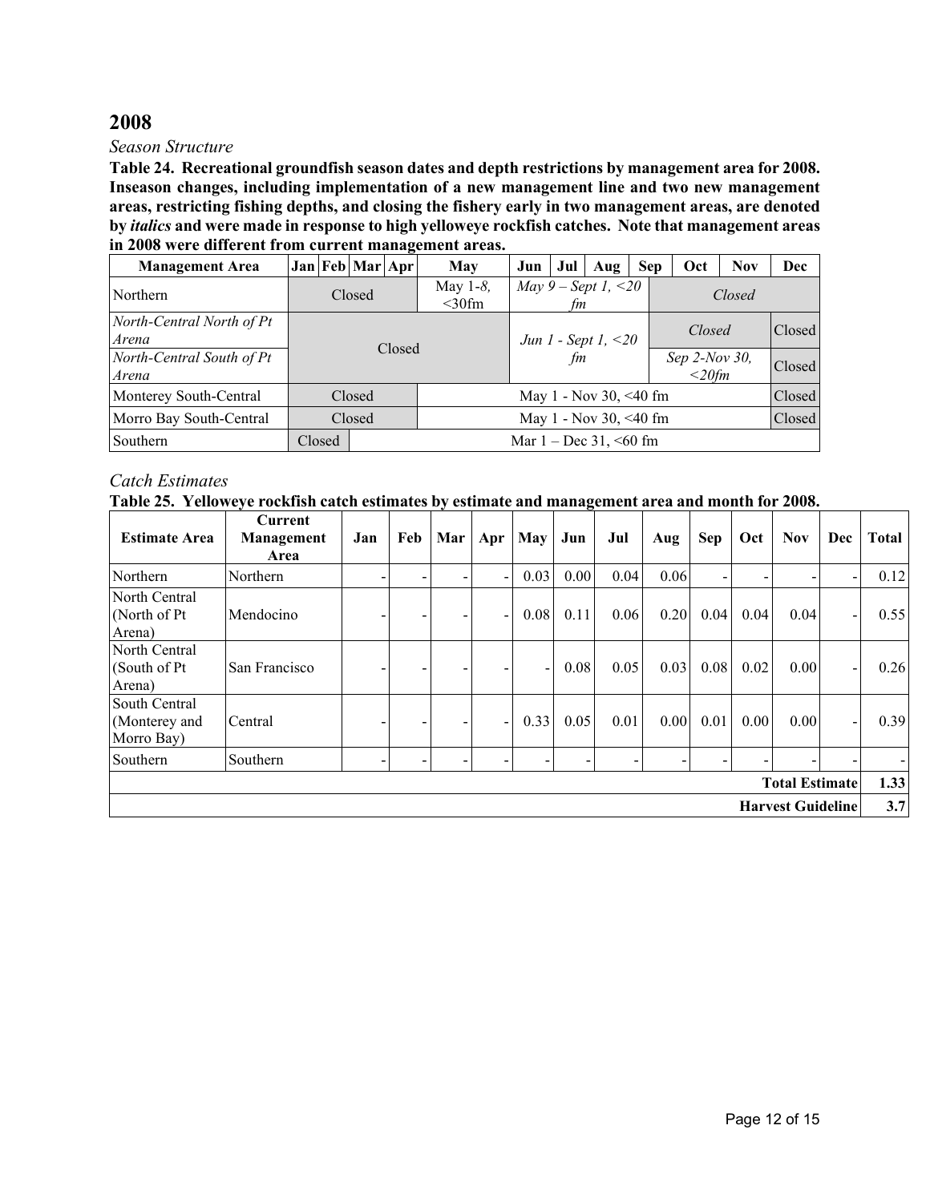## 2008

*Season Structure*

**Table 24. Recreational groundfish season dates and depth restrictions by management area for 2008. Inseason changes, including implementation of a new management line and two new management areas, restricting fishing depths, and closing the fishery early in two management areas, are denoted by *italics* and were made in response to high yelloweye rockfish catches. Note that management areas in 2008 were different from current management areas.**

| Management Area | Jan | Feb | Mar | Apr | May | Jun | Jul | Aug | Sep | Oct | Nov | Dec |
|---|---|---|---|---|---|---|---|---|---|---|---|---|
| Northern | Closed | | | | May 1-*8*, <30fm | *May 9 – Sept 1, <20 fm* | | | *Closed* | | | |
| *North-Central North of Pt Arena* | Closed | | | | | *Jun 1 - Sept 1, <20 fm* | | | *Closed* | | | Closed |
| *North-Central South of Pt Arena* | | | | | | | | | *Sep 2-Nov 30, <20fm* | | | Closed |
| Monterey South-Central | Closed | | | | May 1 - Nov 30, <40 fm | | | | | | | Closed |
| Morro Bay South-Central | Closed | | | | May 1 - Nov 30, <40 fm | | | | | | | Closed |
| Southern | Closed | | Mar 1 – Dec 31, <60 fm | | | | | | | | | |

*Catch Estimates*

**Table 25. Yelloweye rockfish catch estimates by estimate and management area and month for 2008.**

| Estimate Area | Current Management Area | Jan | Feb | Mar | Apr | May | Jun | Jul | Aug | Sep | Oct | Nov | Dec | Total |
|---|---|---|---|---|---|---|---|---|---|---|---|---|---|---|
| Northern | Northern | - | - | - | - | 0.03 | 0.00 | 0.04 | 0.06 | - | - | - | - | 0.12 |
| North Central (North of Pt Arena) | Mendocino | - | - | - | - | 0.08 | 0.11 | 0.06 | 0.20 | 0.04 | 0.04 | 0.04 | - | 0.55 |
| North Central (South of Pt Arena) | San Francisco | - | - | - | - | - | 0.08 | 0.05 | 0.03 | 0.08 | 0.02 | 0.00 | - | 0.26 |
| South Central (Monterey and Morro Bay) | Central | - | - | - | - | 0.33 | 0.05 | 0.01 | 0.00 | 0.01 | 0.00 | 0.00 | - | 0.39 |
| Southern | Southern | - | - | - | - | - | - | - | - | - | - | - | - | - |
| | | | | | | | | | | | | | **Total Estimate** | **1.33** |
| | | | | | | | | | | | | | **Harvest Guideline** | **3.7** |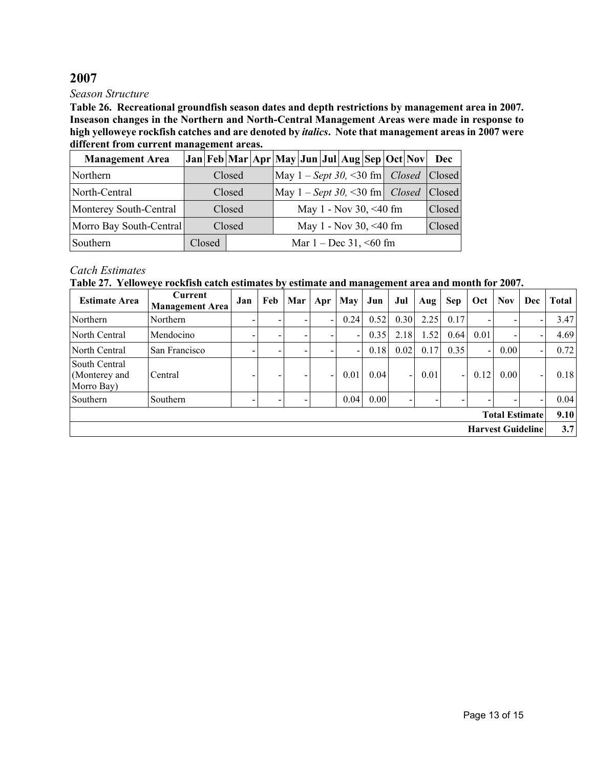## 2007

*Season Structure*

**Table 26. Recreational groundfish season dates and depth restrictions by management area in 2007. Inseason changes in the Northern and North-Central Management Areas were made in response to high yelloweye rockfish catches and are denoted by *italics*. Note that management areas in 2007 were different from current management areas.**

| Management Area | Jan | Feb | Mar | Apr | May | Jun | Jul | Aug | Sep | Oct | Nov | Dec |
|---|---|---|---|---|---|---|---|---|---|---|---|---|
| Northern | Closed | | | | May 1 – *Sept 30,* <30 fm | | | | | *Closed* | | Closed |
| North-Central | Closed | | | | May 1 – *Sept 30,* <30 fm | | | | | *Closed* | | Closed |
| Monterey South-Central | Closed | | | | May 1 - Nov 30, <40 fm | | | | | | | Closed |
| Morro Bay South-Central | Closed | | | | May 1 - Nov 30, <40 fm | | | | | | | Closed |
| Southern | Closed | | Mar 1 – Dec 31, <60 fm | | | | | | | | | |

*Catch Estimates*

**Table 27. Yelloweye rockfish catch estimates by estimate and management area and month for 2007.**

| Estimate Area | Current Management Area | Jan | Feb | Mar | Apr | May | Jun | Jul | Aug | Sep | Oct | Nov | Dec | Total |
|---|---|---|---|---|---|---|---|---|---|---|---|---|---|---|
| Northern | Northern | - | - | - | - | 0.24 | 0.52 | 0.30 | 2.25 | 0.17 | - | - | - | 3.47 |
| North Central | Mendocino | - | - | - | - | - | 0.35 | 2.18 | 1.52 | 0.64 | 0.01 | - | - | 4.69 |
| North Central | San Francisco | - | - | - | - | - | 0.18 | 0.02 | 0.17 | 0.35 | - | 0.00 | - | 0.72 |
| South Central (Monterey and Morro Bay) | Central | - | - | - | - | 0.01 | 0.04 | - | 0.01 | - | 0.12 | 0.00 | - | 0.18 |
| Southern | Southern | - | - | - | | 0.04 | 0.00 | - | - | - | - | - | - | 0.04 |
| | | | | | | | | | | | | | **Total Estimate** | **9.10** |
| | | | | | | | | | | | | | **Harvest Guideline** | **3.7** |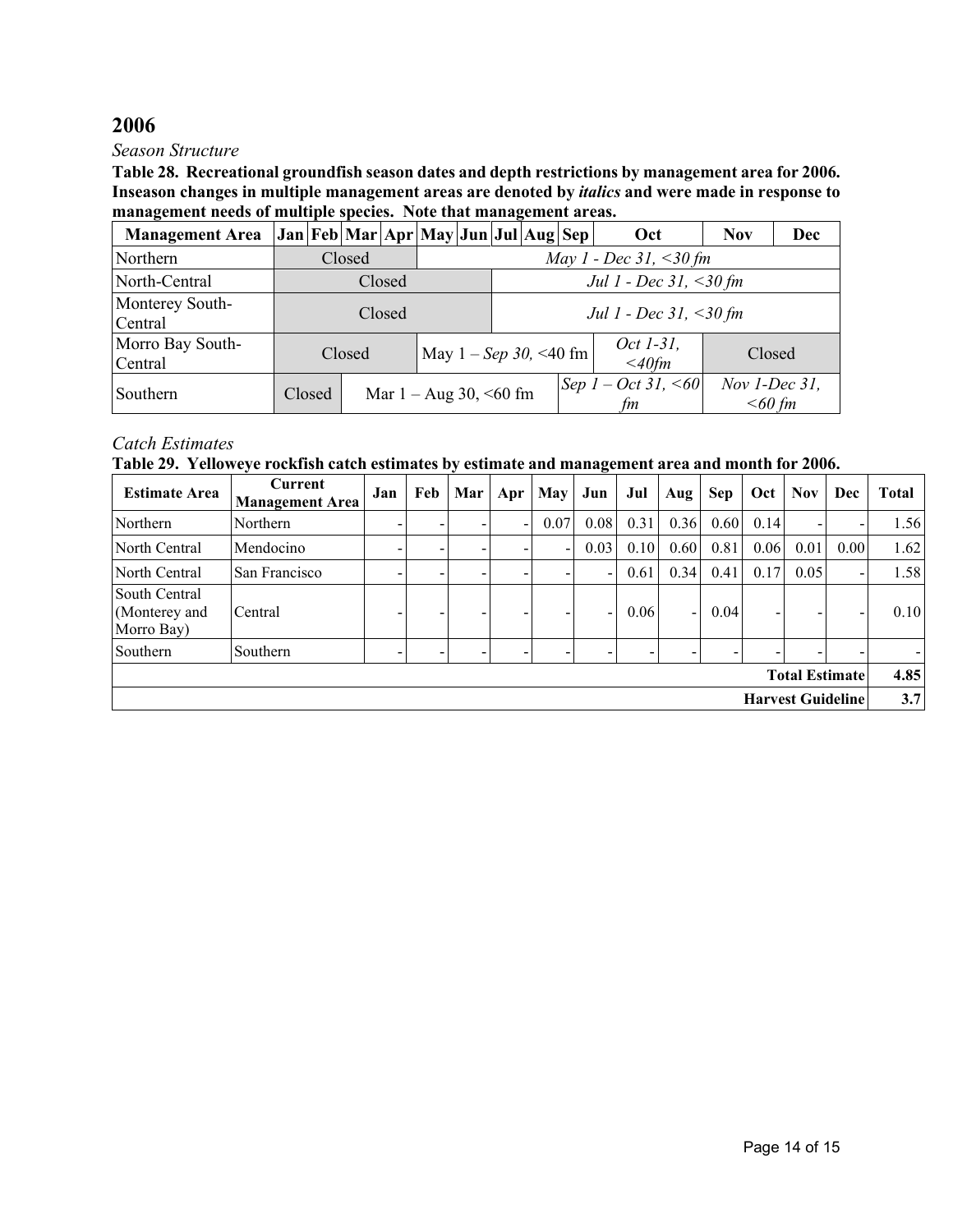# 2006

*Season Structure*

**Table 28. Recreational groundfish season dates and depth restrictions by management area for 2006. Inseason changes in multiple management areas are denoted by *italics* and were made in response to management needs of multiple species. Note that management areas.**

| Management Area | Jan | Feb | Mar | Apr | May | Jun | Jul | Aug | Sep | Oct | Nov | Dec |
|---|---|---|---|---|---|---|---|---|---|---|---|---|
| Northern | Closed | | | | *May 1 - Dec 31, <30 fm* | | | | | | | |
| North-Central | Closed | | | | | | *Jul 1 - Dec 31, <30 fm* | | | | | |
| Monterey South-Central | Closed | | | | | | *Jul 1 - Dec 31, <30 fm* | | | | | |
| Morro Bay South-Central | Closed | | | | May 1 – *Sep 30,* <40 fm | | | | | *Oct 1-31, <40fm* | Closed | |
| Southern | Closed | | Mar 1 – Aug 30, <60 fm | | | | | | *Sep 1 – Oct 31, <60 fm* | | *Nov 1-Dec 31, <60 fm* | |

*Catch Estimates*

**Table 29. Yelloweye rockfish catch estimates by estimate and management area and month for 2006.**

| Estimate Area | Current Management Area | Jan | Feb | Mar | Apr | May | Jun | Jul | Aug | Sep | Oct | Nov | Dec | Total |
|---|---|---|---|---|---|---|---|---|---|---|---|---|---|---|
| Northern | Northern | - | - | - | - | 0.07 | 0.08 | 0.31 | 0.36 | 0.60 | 0.14 | - | - | 1.56 |
| North Central | Mendocino | - | - | - | - | - | 0.03 | 0.10 | 0.60 | 0.81 | 0.06 | 0.01 | 0.00 | 1.62 |
| North Central | San Francisco | - | - | - | - | - | - | 0.61 | 0.34 | 0.41 | 0.17 | 0.05 | - | 1.58 |
| South Central (Monterey and Morro Bay) | Central | - | - | - | - | - | - | 0.06 | - | 0.04 | - | - | - | 0.10 |
| Southern | Southern | - | - | - | - | - | - | - | - | - | - | - | - | - |
| | | | | | | | | | | | | | **Total Estimate** | **4.85** |
| | | | | | | | | | | | | | **Harvest Guideline** | **3.7** |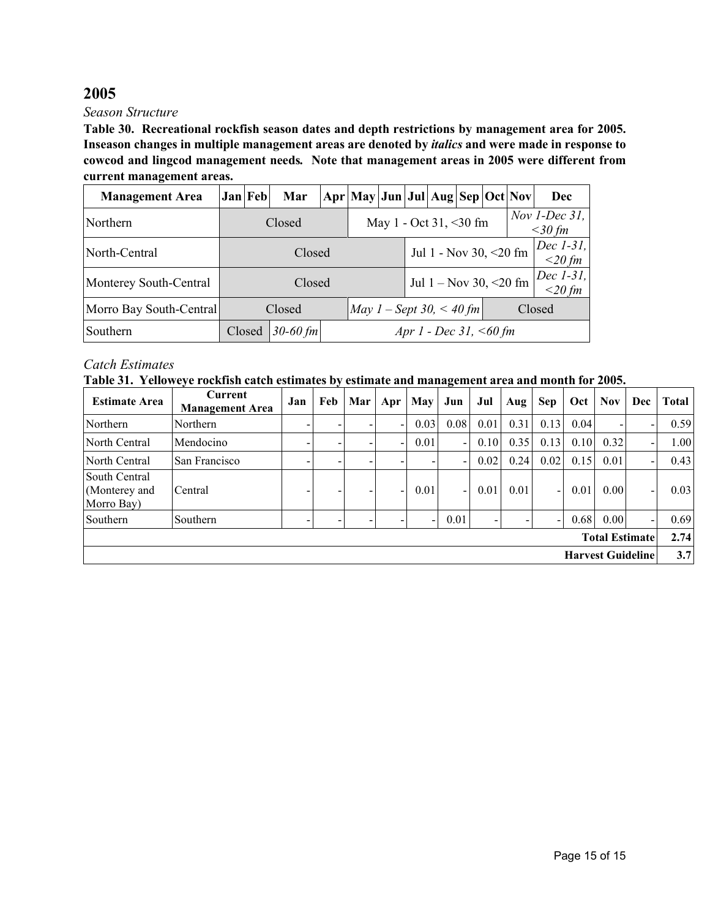## 2005

*Season Structure*

**Table 30. Recreational rockfish season dates and depth restrictions by management area for 2005. Inseason changes in multiple management areas are denoted by *italics* and were made in response to cowcod and lingcod management needs. Note that management areas in 2005 were different from current management areas.**

| Management Area | Jan | Feb | Mar | Apr | May | Jun | Jul | Aug | Sep | Oct | Nov | Dec |
|---|---|---|---|---|---|---|---|---|---|---|---|---|
| Northern | Closed | | | | May 1 - Oct 31, <30 fm | | | | | | *Nov 1-Dec 31, <30 fm* | |
| North-Central | Closed | | | | | | Jul 1 - Nov 30, <20 fm | | | | | *Dec 1-31, <20 fm* |
| Monterey South-Central | Closed | | | | | | Jul 1 – Nov 30, <20 fm | | | | | *Dec 1-31, <20 fm* |
| Morro Bay South-Central | Closed | | | | *May 1 – Sept 30, < 40 fm* | | | | | Closed | | |
| Southern | Closed | | *30-60 fm* | *Apr 1 - Dec 31, <60 fm* | | | | | | | | |

*Catch Estimates*

**Table 31. Yelloweye rockfish catch estimates by estimate and management area and month for 2005.**

| Estimate Area | Current Management Area | Jan | Feb | Mar | Apr | May | Jun | Jul | Aug | Sep | Oct | Nov | Dec | Total |
|---|---|---|---|---|---|---|---|---|---|---|---|---|---|---|
| Northern | Northern | - | - | - | - | 0.03 | 0.08 | 0.01 | 0.31 | 0.13 | 0.04 | - | - | 0.59 |
| North Central | Mendocino | - | - | - | - | 0.01 | - | 0.10 | 0.35 | 0.13 | 0.10 | 0.32 | - | 1.00 |
| North Central | San Francisco | - | - | - | - | - | - | 0.02 | 0.24 | 0.02 | 0.15 | 0.01 | - | 0.43 |
| South Central (Monterey and Morro Bay) | Central | - | - | - | - | 0.01 | - | 0.01 | 0.01 | - | 0.01 | 0.00 | - | 0.03 |
| Southern | Southern | - | - | - | - | - | 0.01 | - | - | - | 0.68 | 0.00 | - | 0.69 |
| | | | | | | | | | | | | | **Total Estimate** | 2.74 |
| | | | | | | | | | | | | | **Harvest Guideline** | 3.7 |